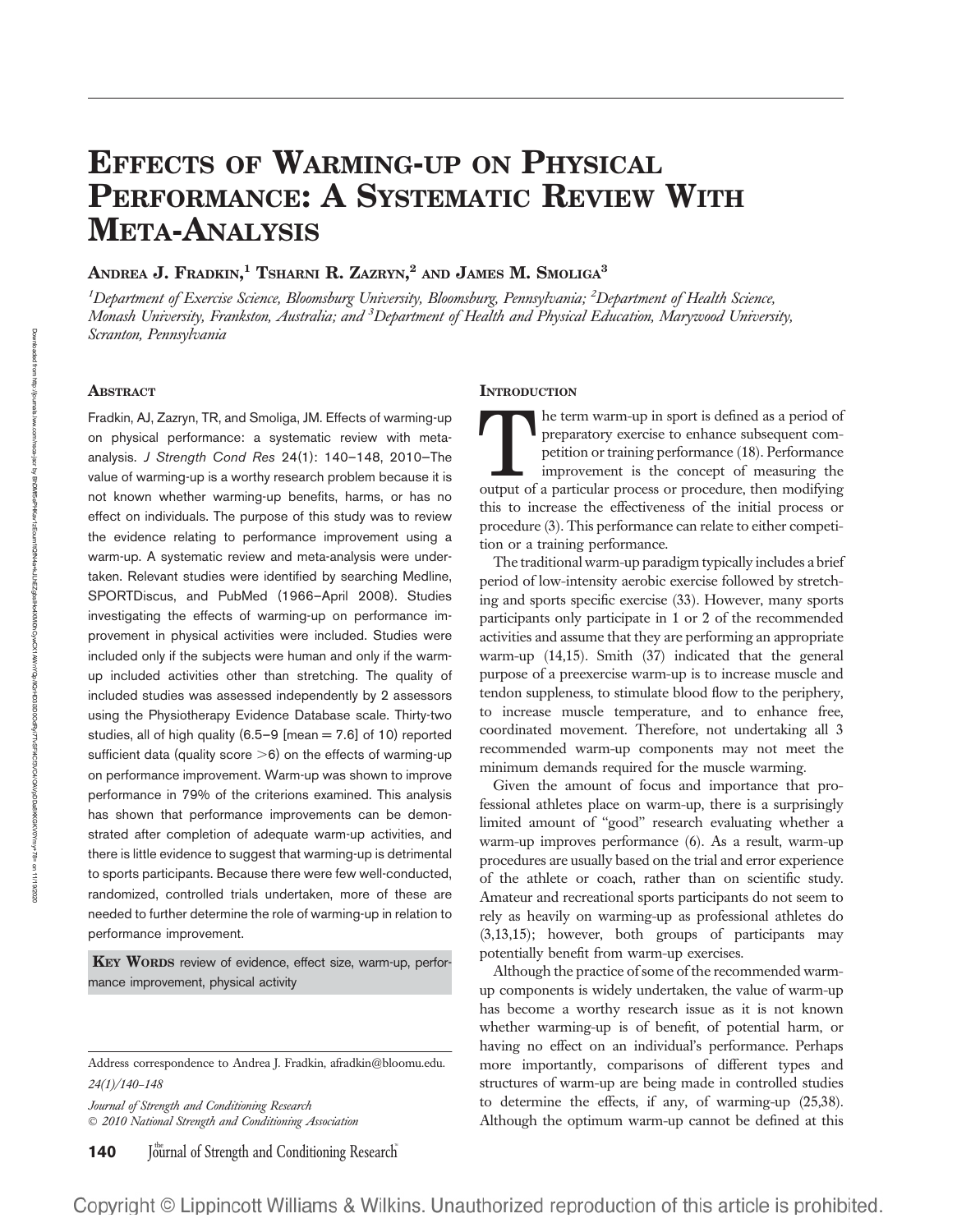# Effects of Warming-up on Physical Performance: A Systematic Review With Meta-Analysis

**Andrea J. Fradkin,[1] Tsharni R. Zazryn,[2] and James M. Smoliga[3]**

[1]*Department of Exercise Science, Bloomsburg University, Bloomsburg, Pennsylvania;* [2]*Department of Health Science, Monash University, Frankston, Australia; and* [3]*Department of Health and Physical Education, Marywood University, Scranton, Pennsylvania*

## Abstract

Fradkin, AJ, Zazryn, TR, and Smoliga, JM. Effects of warming-up on physical performance: a systematic review with meta-analysis. *J Strength Cond Res* 24(1): 140–148, 2010—The value of warming-up is a worthy research problem because it is not known whether warming-up benefits, harms, or has no effect on individuals. The purpose of this study was to review the evidence relating to performance improvement using a warm-up. A systematic review and meta-analysis were undertaken. Relevant studies were identified by searching Medline, SPORTDiscus, and PubMed (1966–April 2008). Studies investigating the effects of warming-up on performance improvement in physical activities were included. Studies were included only if the subjects were human and only if the warm-up included activities other than stretching. The quality of included studies was assessed independently by 2 assessors using the Physiotherapy Evidence Database scale. Thirty-two studies, all of high quality (6.5–9 [mean = 7.6] of 10) reported sufficient data (quality score >6) on the effects of warming-up on performance improvement. Warm-up was shown to improve performance in 79% of the criterions examined. This analysis has shown that performance improvements can be demonstrated after completion of adequate warm-up activities, and there is little evidence to suggest that warming-up is detrimental to sports participants. Because there were few well-conducted, randomized, controlled trials undertaken, more of these are needed to further determine the role of warming-up in relation to performance improvement.

**Key Words** review of evidence, effect size, warm-up, performance improvement, physical activity

## Introduction

The term warm-up in sport is defined as a period of preparatory exercise to enhance subsequent competition or training performance (18). Performance improvement is the concept of measuring the output of a particular process or procedure, then modifying this to increase the effectiveness of the initial process or procedure (3). This performance can relate to either competition or a training performance.

The traditional warm-up paradigm typically includes a brief period of low-intensity aerobic exercise followed by stretching and sports specific exercise (33). However, many sports participants only participate in 1 or 2 of the recommended activities and assume that they are performing an appropriate warm-up (14,15). Smith (37) indicated that the general purpose of a preexercise warm-up is to increase muscle and tendon suppleness, to stimulate blood flow to the periphery, to increase muscle temperature, and to enhance free, coordinated movement. Therefore, not undertaking all 3 recommended warm-up components may not meet the minimum demands required for the muscle warming.

Given the amount of focus and importance that professional athletes place on warm-up, there is a surprisingly limited amount of "good" research evaluating whether a warm-up improves performance (6). As a result, warm-up procedures are usually based on the trial and error experience of the athlete or coach, rather than on scientific study. Amateur and recreational sports participants do not seem to rely as heavily on warming-up as professional athletes do (3,13,15); however, both groups of participants may potentially benefit from warm-up exercises.

Although the practice of some of the recommended warm-up components is widely undertaken, the value of warm-up has become a worthy research issue as it is not known whether warming-up is of benefit, of potential harm, or having no effect on an individual's performance. Perhaps more importantly, comparisons of different types and structures of warm-up are being made in controlled studies to determine the effects, if any, of warming-up (25,38). Although the optimum warm-up cannot be defined at this

Address correspondence to Andrea J. Fradkin, afradkin@bloomu.edu.

24(1)/140–148

*Journal of Strength and Conditioning Research*
© 2010 National Strength and Conditioning Association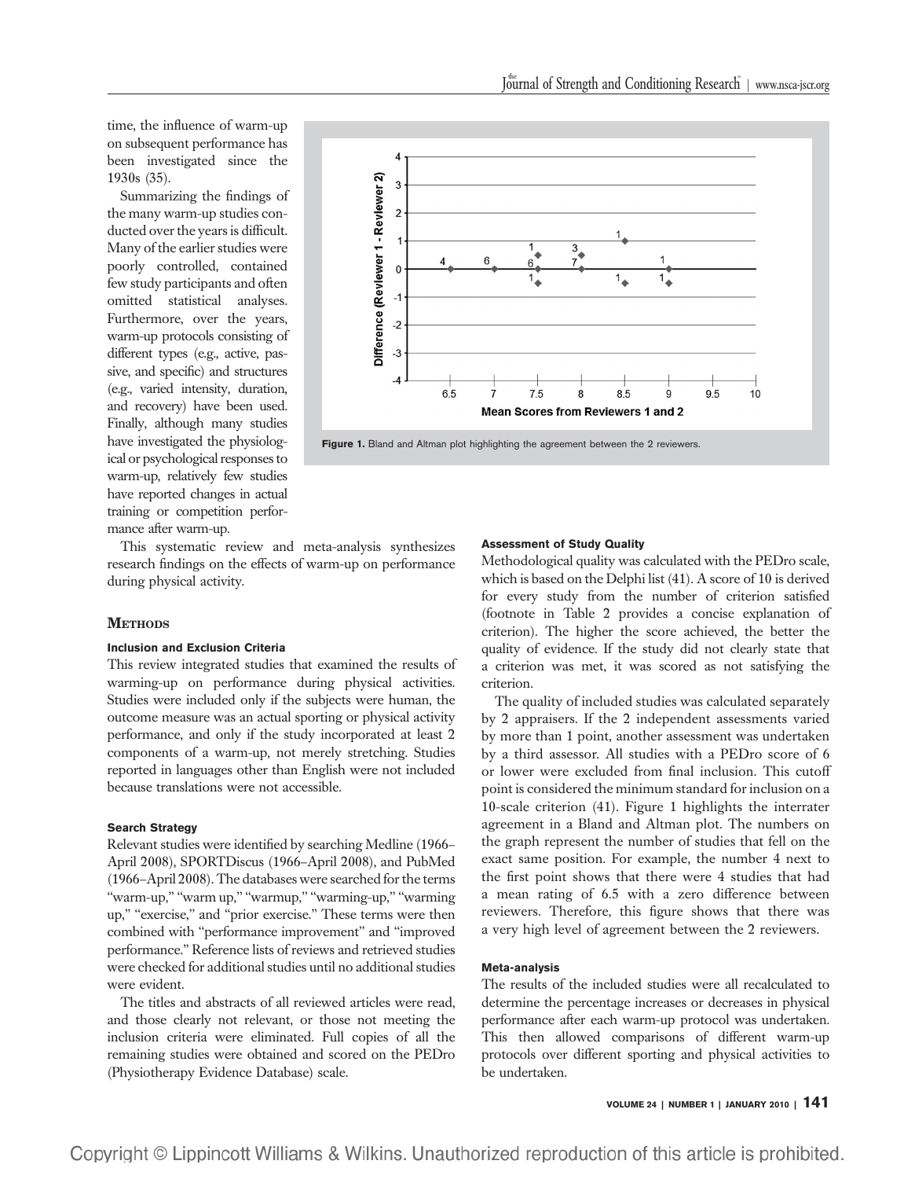time, the influence of warm-up on subsequent performance has been investigated since the 1930s (35).

Summarizing the findings of the many warm-up studies conducted over the years is difficult. Many of the earlier studies were poorly controlled, contained few study participants and often omitted statistical analyses. Furthermore, over the years, warm-up protocols consisting of different types (e.g., active, passive, and specific) and structures (e.g., varied intensity, duration, and recovery) have been used. Finally, although many studies have investigated the physiological or psychological responses to warm-up, relatively few studies have reported changes in actual training or competition performance after warm-up.

This systematic review and meta-analysis synthesizes research findings on the effects of warm-up on performance during physical activity.

Figure 1. Bland and Altman plot highlighting the agreement between the 2 reviewers.

## Methods

### Inclusion and Exclusion Criteria

This review integrated studies that examined the results of warming-up on performance during physical activities. Studies were included only if the subjects were human, the outcome measure was an actual sporting or physical activity performance, and only if the study incorporated at least 2 components of a warm-up, not merely stretching. Studies reported in languages other than English were not included because translations were not accessible.

### Search Strategy

Relevant studies were identified by searching Medline (1966–April 2008), SPORTDiscus (1966–April 2008), and PubMed (1966–April 2008). The databases were searched for the terms "warm-up," "warm up," "warmup," "warming-up," "warming up," "exercise," and "prior exercise." These terms were then combined with "performance improvement" and "improved performance." Reference lists of reviews and retrieved studies were checked for additional studies until no additional studies were evident.

The titles and abstracts of all reviewed articles were read, and those clearly not relevant, or those not meeting the inclusion criteria were eliminated. Full copies of all the remaining studies were obtained and scored on the PEDro (Physiotherapy Evidence Database) scale.

### Assessment of Study Quality

Methodological quality was calculated with the PEDro scale, which is based on the Delphi list (41). A score of 10 is derived for every study from the number of criterion satisfied (footnote in Table 2 provides a concise explanation of criterion). The higher the score achieved, the better the quality of evidence. If the study did not clearly state that a criterion was met, it was scored as not satisfying the criterion.

The quality of included studies was calculated separately by 2 appraisers. If the 2 independent assessments varied by more than 1 point, another assessment was undertaken by a third assessor. All studies with a PEDro score of 6 or lower were excluded from final inclusion. This cutoff point is considered the minimum standard for inclusion on a 10-scale criterion (41). Figure 1 highlights the interrater agreement in a Bland and Altman plot. The numbers on the graph represent the number of studies that fell on the exact same position. For example, the number 4 next to the first point shows that there were 4 studies that had a mean rating of 6.5 with a zero difference between reviewers. Therefore, this figure shows that there was a very high level of agreement between the 2 reviewers.

### Meta-analysis

The results of the included studies were all recalculated to determine the percentage increases or decreases in physical performance after each warm-up protocol was undertaken. This then allowed comparisons of different warm-up protocols over different sporting and physical activities to be undertaken.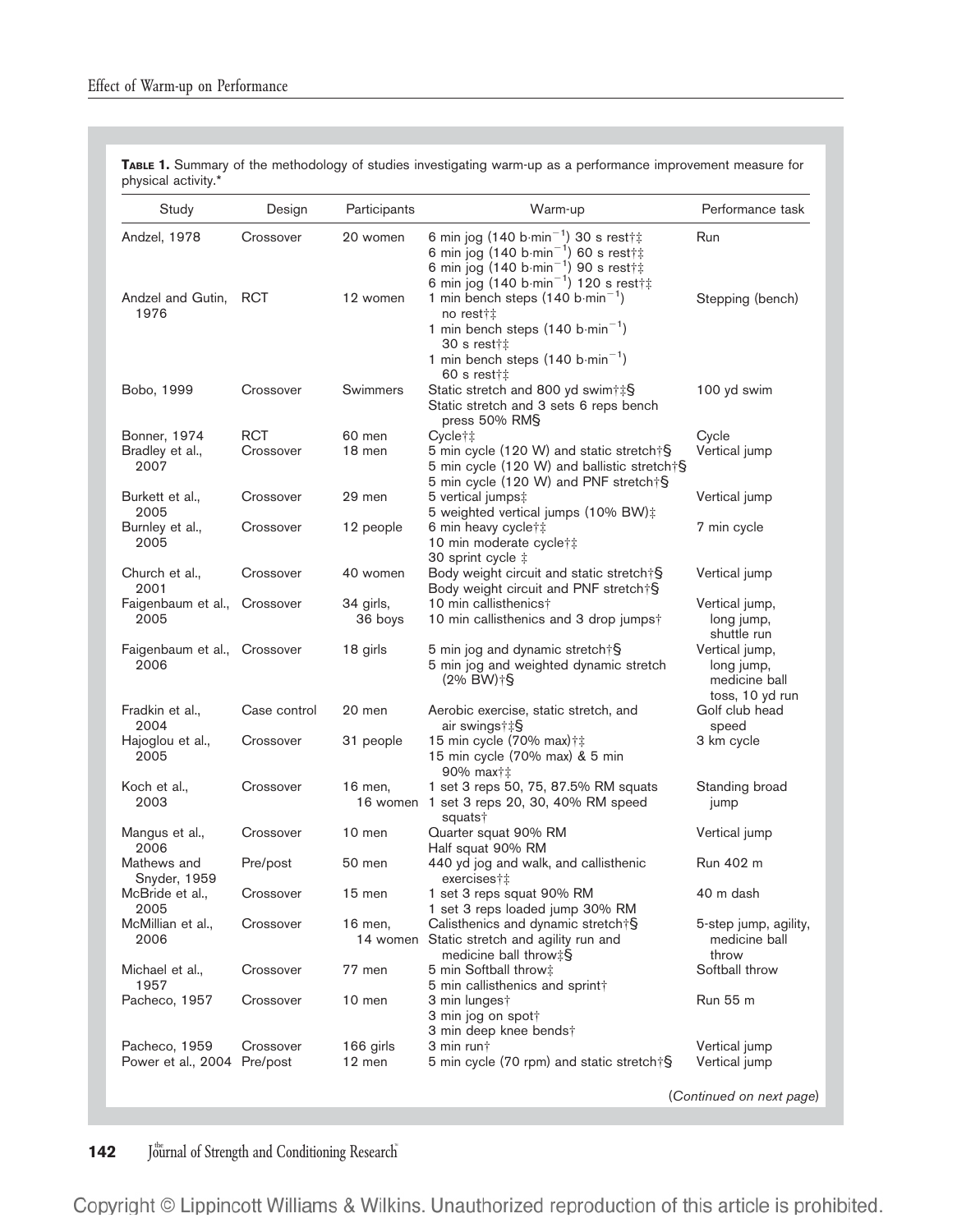**Table 1.** Summary of the methodology of studies investigating warm-up as a performance improvement measure for physical activity.*

| Study | Design | Participants | Warm-up | Performance task |
|---|---|---|---|---|
| Andzel, 1978 | Crossover | 20 women | 6 min jog (140 b·min$^{-1}$) 30 s rest†‡<br>6 min jog (140 b·min$^{-1}$) 60 s rest†‡<br>6 min jog (140 b·min$^{-1}$) 90 s rest†‡<br>6 min jog (140 b·min$^{-1}$) 120 s rest†‡ | Run |
| Andzel and Gutin, 1976 | RCT | 12 women | 1 min bench steps (140 b·min$^{-1}$) no rest†‡<br>1 min bench steps (140 b·min$^{-1}$) 30 s rest†‡<br>1 min bench steps (140 b·min$^{-1}$) 60 s rest†‡ | Stepping (bench) |
| Bobo, 1999 | Crossover | Swimmers | Static stretch and 800 yd swim†‡§<br>Static stretch and 3 sets 6 reps bench press 50% RM§ | 100 yd swim |
| Bonner, 1974 | RCT | 60 men | Cycle†‡ | Cycle |
| Bradley et al., 2007 | Crossover | 18 men | 5 min cycle (120 W) and static stretch†§<br>5 min cycle (120 W) and ballistic stretch†§<br>5 min cycle (120 W) and PNF stretch†§ | Vertical jump |
| Burkett et al., 2005 | Crossover | 29 men | 5 vertical jumps‡<br>5 weighted vertical jumps (10% BW)‡ | Vertical jump |
| Burnley et al., 2005 | Crossover | 12 people | 6 min heavy cycle†‡<br>10 min moderate cycle†‡<br>30 sprint cycle ‡ | 7 min cycle |
| Church et al., 2001 | Crossover | 40 women | Body weight circuit and static stretch†§<br>Body weight circuit and PNF stretch†§ | Vertical jump |
| Faigenbaum et al., 2005 | Crossover | 34 girls, 36 boys | 10 min callisthenics†<br>10 min callisthenics and 3 drop jumps† | Vertical jump, long jump, shuttle run |
| Faigenbaum et al., 2006 | Crossover | 18 girls | 5 min jog and dynamic stretch†§<br>5 min jog and weighted dynamic stretch (2% BW)†§ | Vertical jump, long jump, medicine ball toss, 10 yd run |
| Fradkin et al., 2004 | Case control | 20 men | Aerobic exercise, static stretch, and air swings†‡§ | Golf club head speed |
| Hajoglou et al., 2005 | Crossover | 31 people | 15 min cycle (70% max)†‡<br>15 min cycle (70% max) & 5 min 90% max†‡ | 3 km cycle |
| Koch et al., 2003 | Crossover | 16 men, 16 women | 1 set 3 reps 50, 75, 87.5% RM squats<br>1 set 3 reps 20, 30, 40% RM speed squats† | Standing broad jump |
| Mangus et al., 2006 | Crossover | 10 men | Quarter squat 90% RM<br>Half squat 90% RM | Vertical jump |
| Mathews and Snyder, 1959 | Pre/post | 50 men | 440 yd jog and walk, and callisthenic exercises†‡ | Run 402 m |
| McBride et al., 2005 | Crossover | 15 men | 1 set 3 reps squat 90% RM<br>1 set 3 reps loaded jump 30% RM | 40 m dash |
| McMillian et al., 2006 | Crossover | 16 men, 14 women | Calisthenics and dynamic stretch†§<br>Static stretch and agility run and medicine ball throw‡§ | 5-step jump, agility, medicine ball throw |
| Michael et al., 1957 | Crossover | 77 men | 5 min Softball throw‡<br>5 min callisthenics and sprint† | Softball throw |
| Pacheco, 1957 | Crossover | 10 men | 3 min lunges†<br>3 min jog on spot†<br>3 min deep knee bends† | Run 55 m |
| Pacheco, 1959 | Crossover | 166 girls | 3 min run† | Vertical jump |
| Power et al., 2004 | Pre/post | 12 men | 5 min cycle (70 rpm) and static stretch†§ | Vertical jump |

(*Continued on next page*)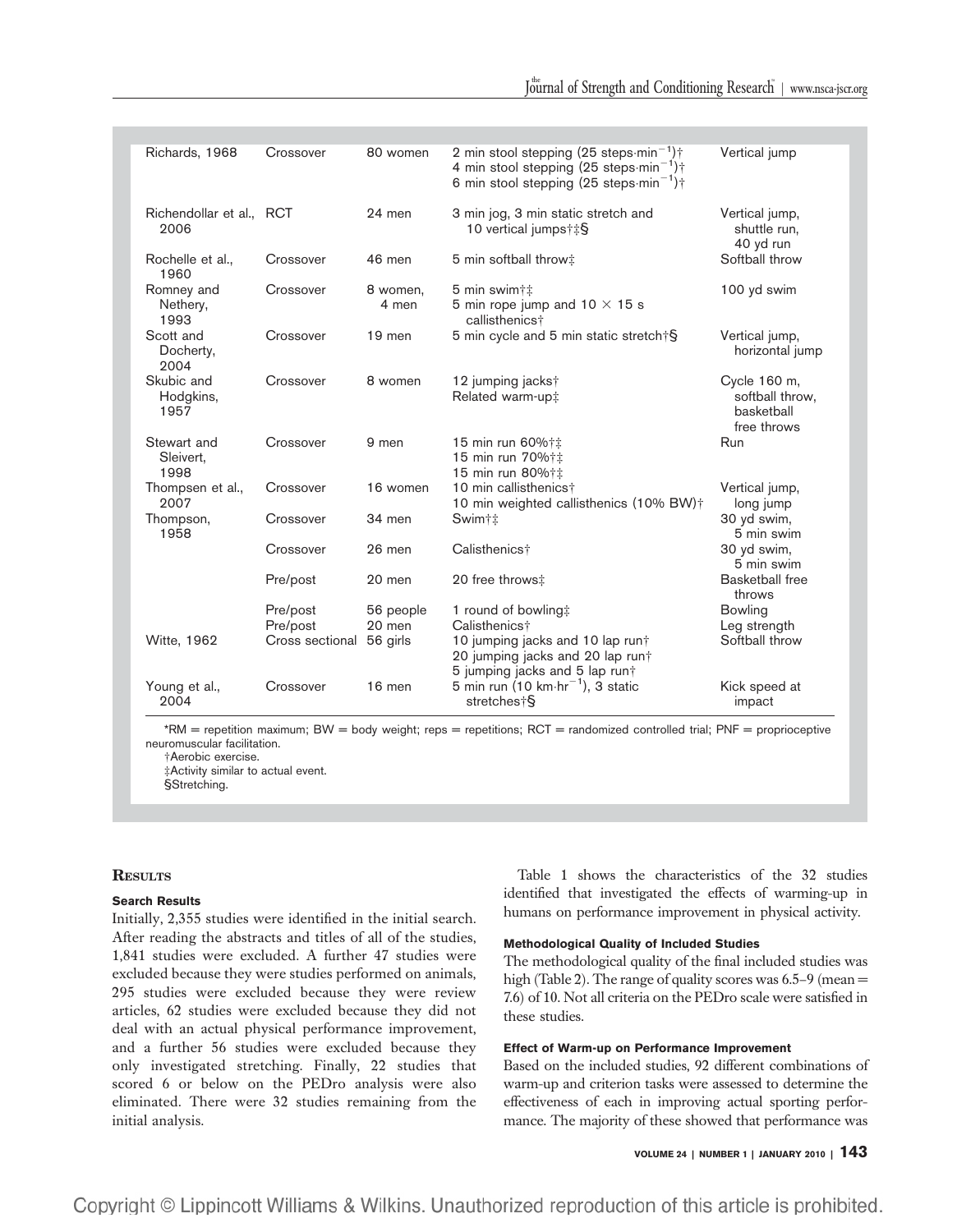| | | | | |
|---|---|---|---|---|
| Richards, 1968 | Crossover | 80 women | 2 min stool stepping (25 steps·min$^{-1}$)† <br> 4 min stool stepping (25 steps·min$^{-1}$)† <br> 6 min stool stepping (25 steps·min$^{-1}$)† | Vertical jump |
| Richendollar et al., 2006 | RCT | 24 men | 3 min jog, 3 min static stretch and 10 vertical jumps†‡§ | Vertical jump, shuttle run, 40 yd run |
| Rochelle et al., 1960 | Crossover | 46 men | 5 min softball throw‡ | Softball throw |
| Romney and Nethery, 1993 | Crossover | 8 women, 4 men | 5 min swim†‡ <br> 5 min rope jump and 10 × 15 s callisthenics† | 100 yd swim |
| Scott and Docherty, 2004 | Crossover | 19 men | 5 min cycle and 5 min static stretch†§ | Vertical jump, horizontal jump |
| Skubic and Hodgkins, 1957 | Crossover | 8 women | 12 jumping jacks† <br> Related warm-up‡ | Cycle 160 m, softball throw, basketball free throws |
| Stewart and Sleivert, 1998 | Crossover | 9 men | 15 min run 60%†‡ <br> 15 min run 70%†‡ <br> 15 min run 80%†‡ | Run |
| Thompsen et al., 2007 | Crossover | 16 women | 10 min callisthenics† <br> 10 min weighted callisthenics (10% BW)† | Vertical jump, long jump |
| Thompson, 1958 | Crossover | 34 men | Swim†‡ | 30 yd swim, 5 min swim |
| | Crossover | 26 men | Calisthenics† | 30 yd swim, 5 min swim |
| | Pre/post | 20 men | 20 free throws‡ | Basketball free throws |
| | Pre/post | 56 people | 1 round of bowling‡ | Bowling |
| | Pre/post | 20 men | Calisthenics† | Leg strength |
| Witte, 1962 | Cross sectional | 56 girls | 10 jumping jacks and 10 lap run† <br> 20 jumping jacks and 20 lap run† <br> 5 jumping jacks and 5 lap run† | Softball throw |
| Young et al., 2004 | Crossover | 16 men | 5 min run (10 km·hr$^{-1}$), 3 static stretches†§ | Kick speed at impact |

*RM = repetition maximum; BW = body weight; reps = repetitions; RCT = randomized controlled trial; PNF = proprioceptive neuromuscular facilitation.
†Aerobic exercise.
‡Activity similar to actual event.
§Stretching.

## Results

### Search Results

Initially, 2,355 studies were identified in the initial search. After reading the abstracts and titles of all of the studies, 1,841 studies were excluded. A further 47 studies were excluded because they were studies performed on animals, 295 studies were excluded because they were review articles, 62 studies were excluded because they did not deal with an actual physical performance improvement, and a further 56 studies were excluded because they only investigated stretching. Finally, 22 studies that scored 6 or below on the PEDro analysis were also eliminated. There were 32 studies remaining from the initial analysis.

Table 1 shows the characteristics of the 32 studies identified that investigated the effects of warming-up in humans on performance improvement in physical activity.

### Methodological Quality of Included Studies

The methodological quality of the final included studies was high (Table 2). The range of quality scores was 6.5–9 (mean = 7.6) of 10. Not all criteria on the PEDro scale were satisfied in these studies.

### Effect of Warm-up on Performance Improvement

Based on the included studies, 92 different combinations of warm-up and criterion tasks were assessed to determine the effectiveness of each in improving actual sporting performance. The majority of these showed that performance was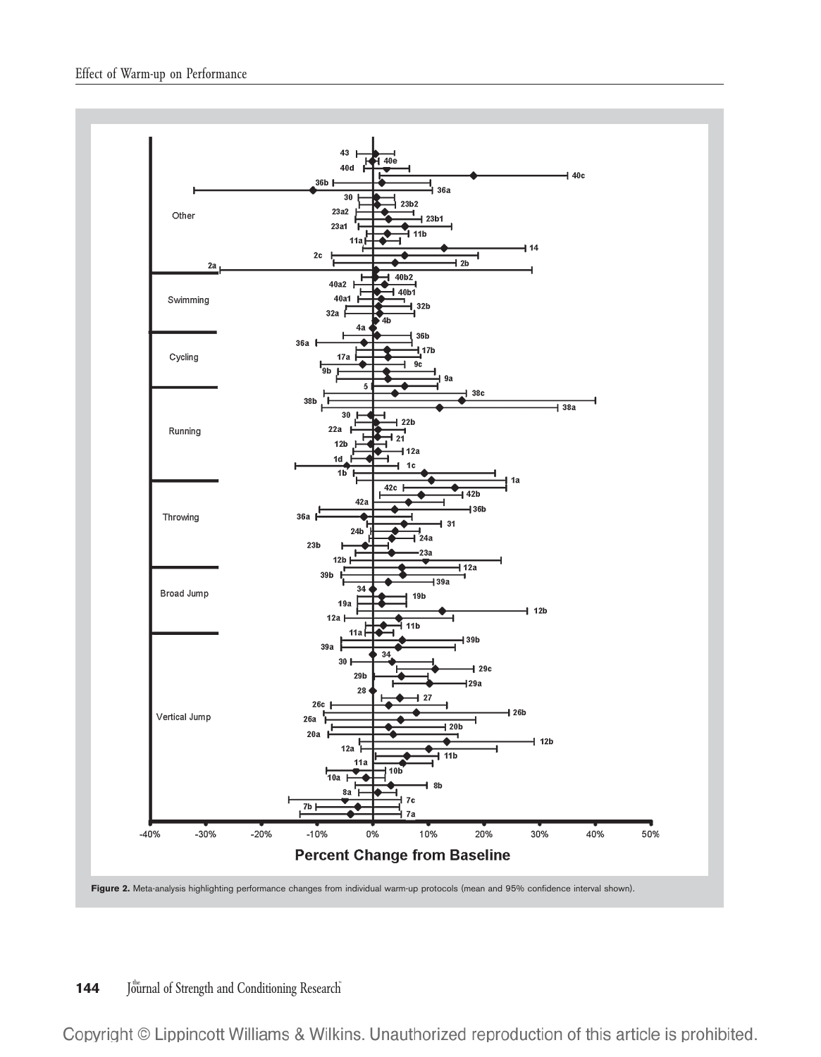Figure 2. Meta-analysis highlighting performance changes from individual warm-up protocols (mean and 95% confidence interval shown).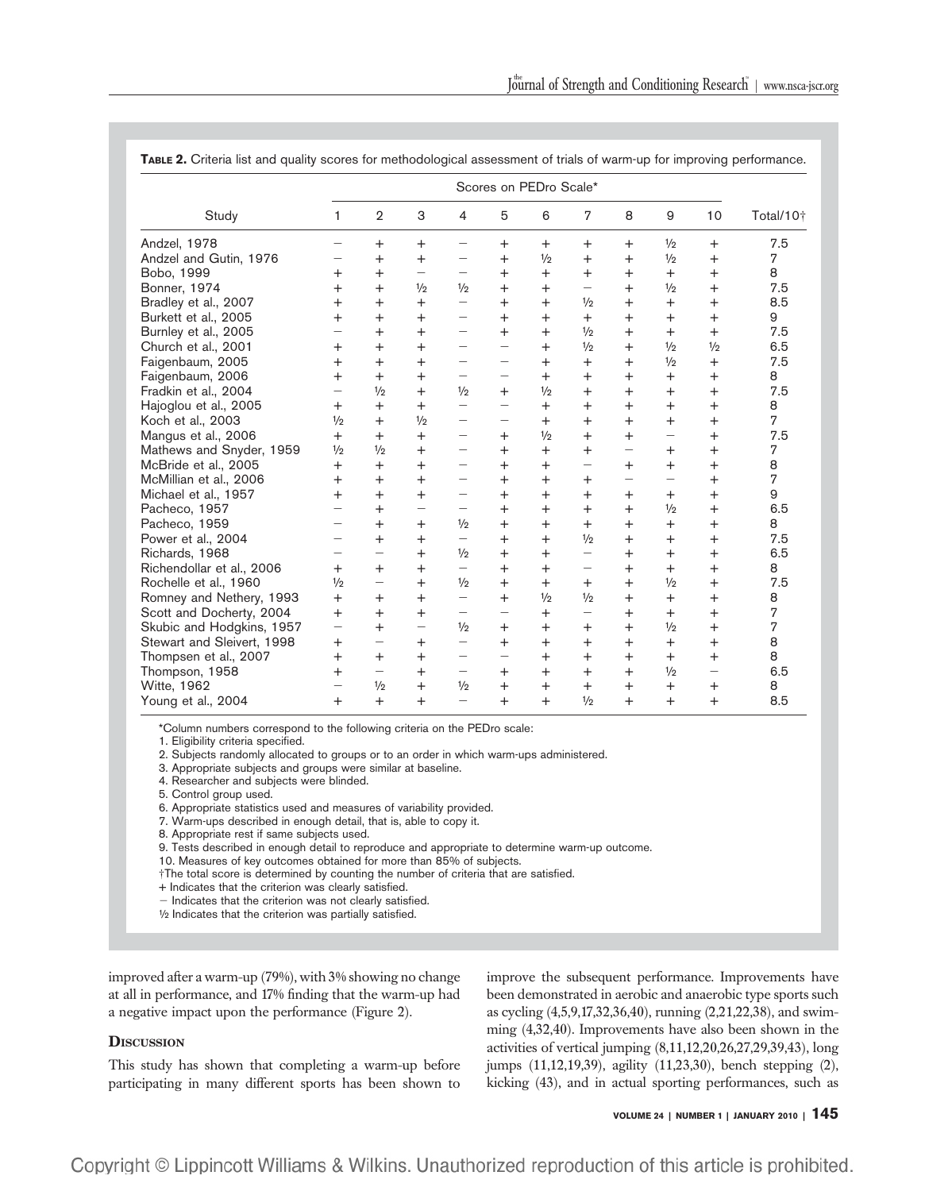**TABLE 2.** Criteria list and quality scores for methodological assessment of trials of warm-up for improving performance.

| Study | Scores on PEDro Scale* | | | | | | | | | | Total/10† |
|---|---|---|---|---|---|---|---|---|---|---|---|
| | 1 | 2 | 3 | 4 | 5 | 6 | 7 | 8 | 9 | 10 | |
| Andzel, 1978 | − | + | + | − | + | + | + | + | ½ | + | 7.5 |
| Andzel and Gutin, 1976 | − | + | + | − | + | ½ | + | + | ½ | + | 7 |
| Bobo, 1999 | + | + | − | − | + | + | + | + | + | + | 8 |
| Bonner, 1974 | + | + | ½ | ½ | + | + | − | + | ½ | + | 7.5 |
| Bradley et al., 2007 | + | + | + | − | + | + | ½ | + | + | + | 8.5 |
| Burkett et al., 2005 | + | + | + | − | + | + | + | + | + | + | 9 |
| Burnley et al., 2005 | − | + | + | − | + | + | ½ | + | + | + | 7.5 |
| Church et al., 2001 | + | + | + | − | − | + | ½ | + | ½ | ½ | 6.5 |
| Faigenbaum, 2005 | + | + | + | − | − | + | + | + | ½ | + | 7.5 |
| Faigenbaum, 2006 | + | + | + | − | − | + | + | + | + | + | 8 |
| Fradkin et al., 2004 | − | ½ | + | ½ | + | ½ | + | + | + | + | 7.5 |
| Hajoglou et al., 2005 | + | + | + | − | − | + | + | + | + | + | 8 |
| Koch et al., 2003 | ½ | + | ½ | − | − | + | + | + | + | + | 7 |
| Mangus et al., 2006 | + | + | + | − | + | ½ | + | + | − | + | 7.5 |
| Mathews and Snyder, 1959 | ½ | ½ | + | − | + | + | + | − | + | + | 7 |
| McBride et al., 2005 | + | + | + | − | + | + | − | + | + | + | 8 |
| McMillian et al., 2006 | + | + | + | − | + | + | + | − | − | + | 7 |
| Michael et al., 1957 | + | + | + | − | + | + | + | + | + | + | 9 |
| Pacheco, 1957 | − | + | − | − | + | + | + | + | ½ | + | 6.5 |
| Pacheco, 1959 | − | + | + | ½ | + | + | + | + | + | + | 8 |
| Power et al., 2004 | − | + | + | − | + | + | ½ | + | + | + | 7.5 |
| Richards, 1968 | − | − | + | ½ | + | + | − | + | + | + | 6.5 |
| Richendollar et al., 2006 | + | + | + | − | + | + | − | + | + | + | 8 |
| Rochelle et al., 1960 | ½ | − | + | ½ | + | + | + | + | ½ | + | 7.5 |
| Romney and Nethery, 1993 | + | + | + | − | + | ½ | ½ | + | + | + | 8 |
| Scott and Docherty, 2004 | + | + | + | − | − | + | − | + | + | + | 7 |
| Skubic and Hodgkins, 1957 | − | + | − | ½ | + | + | + | + | ½ | + | 7 |
| Stewart and Sleivert, 1998 | + | − | + | − | + | + | + | + | + | + | 8 |
| Thompsen et al., 2007 | + | + | + | − | − | + | + | + | + | + | 8 |
| Thompson, 1958 | + | − | + | − | + | + | + | + | ½ | − | 6.5 |
| Witte, 1962 | − | ½ | + | ½ | + | + | + | + | + | + | 8 |
| Young et al., 2004 | + | + | + | − | + | + | ½ | + | + | + | 8.5 |

*Column numbers correspond to the following criteria on the PEDro scale:

1. Eligibility criteria specified.
2. Subjects randomly allocated to groups or to an order in which warm-ups administered.
3. Appropriate subjects and groups were similar at baseline.
4. Researcher and subjects were blinded.
5. Control group used.
6. Appropriate statistics used and measures of variability provided.
7. Warm-ups described in enough detail, that is, able to copy it.
8. Appropriate rest if same subjects used.
9. Tests described in enough detail to reproduce and appropriate to determine warm-up outcome.
10. Measures of key outcomes obtained for more than 85% of subjects.

†The total score is determined by counting the number of criteria that are satisfied.

\+ Indicates that the criterion was clearly satisfied.

− Indicates that the criterion was not clearly satisfied.

½ Indicates that the criterion was partially satisfied.

improved after a warm-up (79%), with 3% showing no change at all in performance, and 17% finding that the warm-up had a negative impact upon the performance (Figure 2).

## Discussion

This study has shown that completing a warm-up before participating in many different sports has been shown to improve the subsequent performance. Improvements have been demonstrated in aerobic and anaerobic type sports such as cycling (4,5,9,17,32,36,40), running (2,21,22,38), and swimming (4,32,40). Improvements have also been shown in the activities of vertical jumping (8,11,12,20,26,27,29,39,43), long jumps (11,12,19,39), agility (11,23,30), bench stepping (2), kicking (43), and in actual sporting performances, such as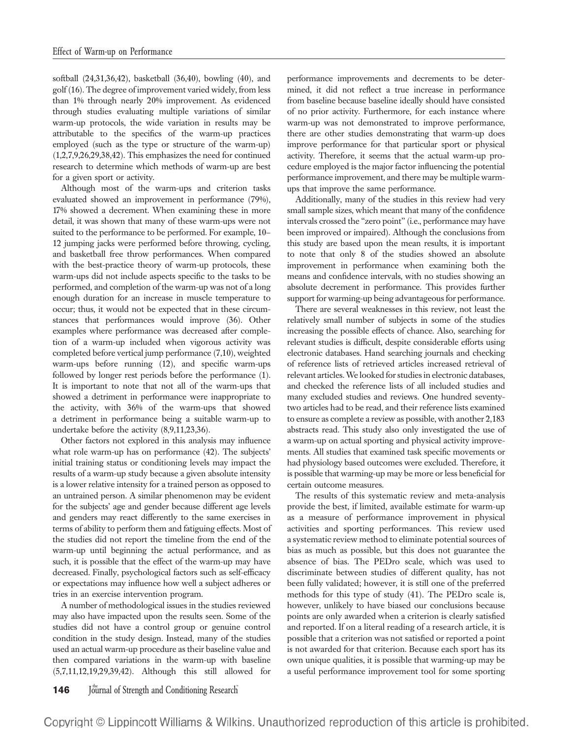softball (24,31,36,42), basketball (36,40), bowling (40), and golf (16). The degree of improvement varied widely, from less than 1% through nearly 20% improvement. As evidenced through studies evaluating multiple variations of similar warm-up protocols, the wide variation in results may be attributable to the specifics of the warm-up practices employed (such as the type or structure of the warm-up) (1,2,7,9,26,29,38,42). This emphasizes the need for continued research to determine which methods of warm-up are best for a given sport or activity.

Although most of the warm-ups and criterion tasks evaluated showed an improvement in performance (79%), 17% showed a decrement. When examining these in more detail, it was shown that many of these warm-ups were not suited to the performance to be performed. For example, 10–12 jumping jacks were performed before throwing, cycling, and basketball free throw performances. When compared with the best-practice theory of warm-up protocols, these warm-ups did not include aspects specific to the tasks to be performed, and completion of the warm-up was not of a long enough duration for an increase in muscle temperature to occur; thus, it would not be expected that in these circumstances that performances would improve (36). Other examples where performance was decreased after completion of a warm-up included when vigorous activity was completed before vertical jump performance (7,10), weighted warm-ups before running (12), and specific warm-ups followed by longer rest periods before the performance (1). It is important to note that not all of the warm-ups that showed a detriment in performance were inappropriate to the activity, with 36% of the warm-ups that showed a detriment in performance being a suitable warm-up to undertake before the activity (8,9,11,23,36).

Other factors not explored in this analysis may influence what role warm-up has on performance (42). The subjects' initial training status or conditioning levels may impact the results of a warm-up study because a given absolute intensity is a lower relative intensity for a trained person as opposed to an untrained person. A similar phenomenon may be evident for the subjects' age and gender because different age levels and genders may react differently to the same exercises in terms of ability to perform them and fatiguing effects. Most of the studies did not report the timeline from the end of the warm-up until beginning the actual performance, and as such, it is possible that the effect of the warm-up may have decreased. Finally, psychological factors such as self-efficacy or expectations may influence how well a subject adheres or tries in an exercise intervention program.

A number of methodological issues in the studies reviewed may also have impacted upon the results seen. Some of the studies did not have a control group or genuine control condition in the study design. Instead, many of the studies used an actual warm-up procedure as their baseline value and then compared variations in the warm-up with baseline (5,7,11,12,19,29,39,42). Although this still allowed for performance improvements and decrements to be determined, it did not reflect a true increase in performance from baseline because baseline ideally should have consisted of no prior activity. Furthermore, for each instance where warm-up was not demonstrated to improve performance, there are other studies demonstrating that warm-up does improve performance for that particular sport or physical activity. Therefore, it seems that the actual warm-up procedure employed is the major factor influencing the potential performance improvement, and there may be multiple warm-ups that improve the same performance.

Additionally, many of the studies in this review had very small sample sizes, which meant that many of the confidence intervals crossed the "zero point" (i.e., performance may have been improved or impaired). Although the conclusions from this study are based upon the mean results, it is important to note that only 8 of the studies showed an absolute improvement in performance when examining both the means and confidence intervals, with no studies showing an absolute decrement in performance. This provides further support for warming-up being advantageous for performance.

There are several weaknesses in this review, not least the relatively small number of subjects in some of the studies increasing the possible effects of chance. Also, searching for relevant studies is difficult, despite considerable efforts using electronic databases. Hand searching journals and checking of reference lists of retrieved articles increased retrieval of relevant articles. We looked for studies in electronic databases, and checked the reference lists of all included studies and many excluded studies and reviews. One hundred seventy-two articles had to be read, and their reference lists examined to ensure as complete a review as possible, with another 2,183 abstracts read. This study also only investigated the use of a warm-up on actual sporting and physical activity improvements. All studies that examined task specific movements or had physiology based outcomes were excluded. Therefore, it is possible that warming-up may be more or less beneficial for certain outcome measures.

The results of this systematic review and meta-analysis provide the best, if limited, available estimate for warm-up as a measure of performance improvement in physical activities and sporting performances. This review used a systematic review method to eliminate potential sources of bias as much as possible, but this does not guarantee the absence of bias. The PEDro scale, which was used to discriminate between studies of different quality, has not been fully validated; however, it is still one of the preferred methods for this type of study (41). The PEDro scale is, however, unlikely to have biased our conclusions because points are only awarded when a criterion is clearly satisfied and reported. If on a literal reading of a research article, it is possible that a criterion was not satisfied or reported a point is not awarded for that criterion. Because each sport has its own unique qualities, it is possible that warming-up may be a useful performance improvement tool for some sporting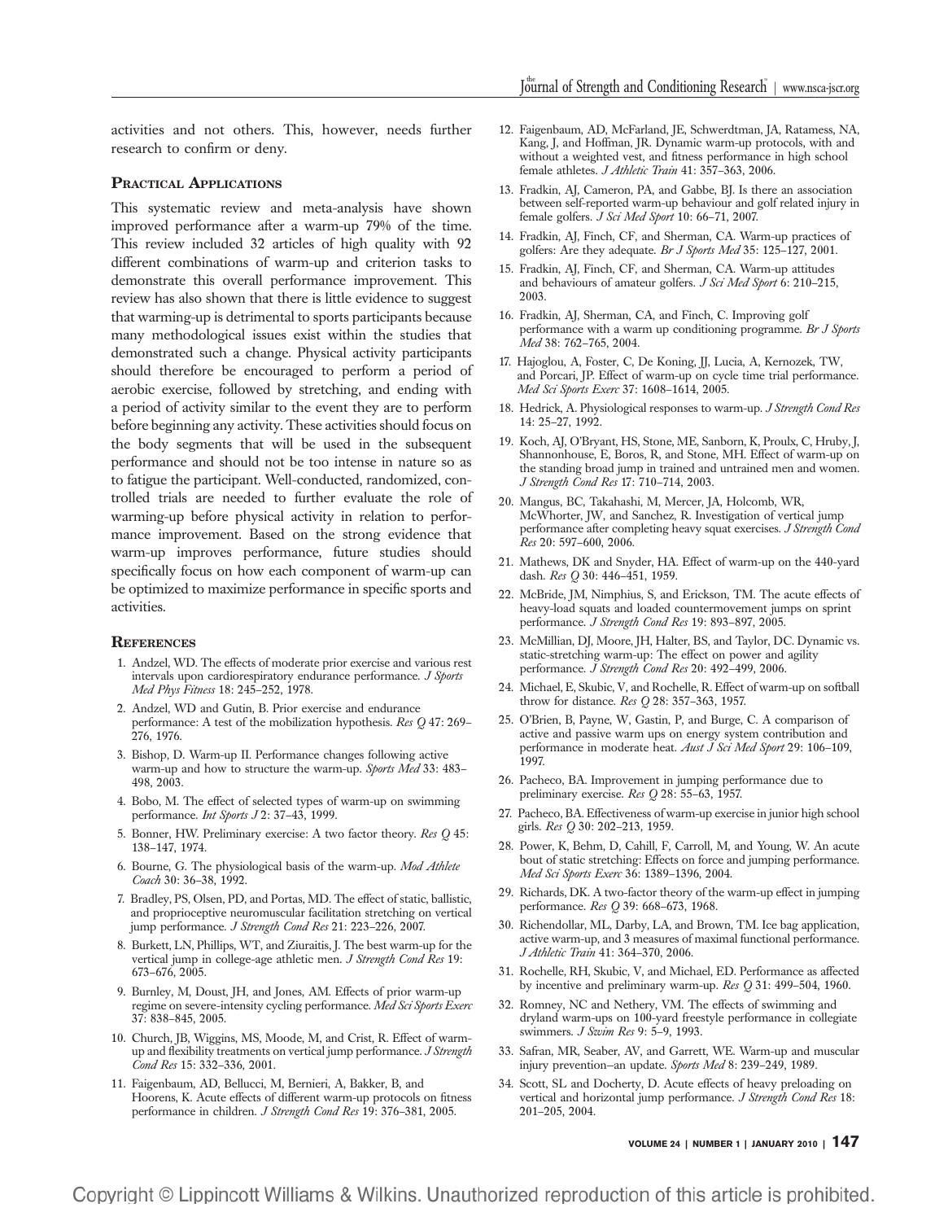activities and not others. This, however, needs further research to confirm or deny.

## Practical Applications

This systematic review and meta-analysis have shown improved performance after a warm-up 79% of the time. This review included 32 articles of high quality with 92 different combinations of warm-up and criterion tasks to demonstrate this overall performance improvement. This review has also shown that there is little evidence to suggest that warming-up is detrimental to sports participants because many methodological issues exist within the studies that demonstrated such a change. Physical activity participants should therefore be encouraged to perform a period of aerobic exercise, followed by stretching, and ending with a period of activity similar to the event they are to perform before beginning any activity. These activities should focus on the body segments that will be used in the subsequent performance and should not be too intense in nature so as to fatigue the participant. Well-conducted, randomized, controlled trials are needed to further evaluate the role of warming-up before physical activity in relation to performance improvement. Based on the strong evidence that warm-up improves performance, future studies should specifically focus on how each component of warm-up can be optimized to maximize performance in specific sports and activities.

## References

1. Andzel, WD. The effects of moderate prior exercise and various rest intervals upon cardiorespiratory endurance performance. *J Sports Med Phys Fitness* 18: 245–252, 1978.
2. Andzel, WD and Gutin, B. Prior exercise and endurance performance: A test of the mobilization hypothesis. *Res Q* 47: 269–276, 1976.
3. Bishop, D. Warm-up II. Performance changes following active warm-up and how to structure the warm-up. *Sports Med* 33: 483–498, 2003.
4. Bobo, M. The effect of selected types of warm-up on swimming performance. *Int Sports J* 2: 37–43, 1999.
5. Bonner, HW. Preliminary exercise: A two factor theory. *Res Q* 45: 138–147, 1974.
6. Bourne, G. The physiological basis of the warm-up. *Mod Athlete Coach* 30: 36–38, 1992.
7. Bradley, PS, Olsen, PD, and Portas, MD. The effect of static, ballistic, and proprioceptive neuromuscular facilitation stretching on vertical jump performance. *J Strength Cond Res* 21: 223–226, 2007.
8. Burkett, LN, Phillips, WT, and Ziuraitis, J. The best warm-up for the vertical jump in college-age athletic men. *J Strength Cond Res* 19: 673–676, 2005.
9. Burnley, M, Doust, JH, and Jones, AM. Effects of prior warm-up regime on severe-intensity cycling performance. *Med Sci Sports Exerc* 37: 838–845, 2005.
10. Church, JB, Wiggins, MS, Moode, M, and Crist, R. Effect of warm-up and flexibility treatments on vertical jump performance. *J Strength Cond Res* 15: 332–336, 2001.
11. Faigenbaum, AD, Bellucci, M, Bernieri, A, Bakker, B, and Hoorens, K. Acute effects of different warm-up protocols on fitness performance in children. *J Strength Cond Res* 19: 376–381, 2005.
12. Faigenbaum, AD, McFarland, JE, Schwerdtman, JA, Ratamess, NA, Kang, J, and Hoffman, JR. Dynamic warm-up protocols, with and without a weighted vest, and fitness performance in high school female athletes. *J Athletic Train* 41: 357–363, 2006.
13. Fradkin, AJ, Cameron, PA, and Gabbe, BJ. Is there an association between self-reported warm-up behaviour and golf related injury in female golfers. *J Sci Med Sport* 10: 66–71, 2007.
14. Fradkin, AJ, Finch, CF, and Sherman, CA. Warm-up practices of golfers: Are they adequate. *Br J Sports Med* 35: 125–127, 2001.
15. Fradkin, AJ, Finch, CF, and Sherman, CA. Warm-up attitudes and behaviours of amateur golfers. *J Sci Med Sport* 6: 210–215, 2003.
16. Fradkin, AJ, Sherman, CA, and Finch, C. Improving golf performance with a warm up conditioning programme. *Br J Sports Med* 38: 762–765, 2004.
17. Hajoglou, A, Foster, C, De Koning, JJ, Lucia, A, Kernozek, TW, and Porcari, JP. Effect of warm-up on cycle time trial performance. *Med Sci Sports Exerc* 37: 1608–1614, 2005.
18. Hedrick, A. Physiological responses to warm-up. *J Strength Cond Res* 14: 25–27, 1992.
19. Koch, AJ, O'Bryant, HS, Stone, ME, Sanborn, K, Proulx, C, Hruby, J, Shannonhouse, E, Boros, R, and Stone, MH. Effect of warm-up on the standing broad jump in trained and untrained men and women. *J Strength Cond Res* 17: 710–714, 2003.
20. Mangus, BC, Takahashi, M, Mercer, JA, Holcomb, WR, McWhorter, JW, and Sanchez, R. Investigation of vertical jump performance after completing heavy squat exercises. *J Strength Cond Res* 20: 597–600, 2006.
21. Mathews, DK and Snyder, HA. Effect of warm-up on the 440-yard dash. *Res Q* 30: 446–451, 1959.
22. McBride, JM, Nimphius, S, and Erickson, TM. The acute effects of heavy-load squats and loaded countermovement jumps on sprint performance. *J Strength Cond Res* 19: 893–897, 2005.
23. McMillian, DJ, Moore, JH, Halter, BS, and Taylor, DC. Dynamic vs. static-stretching warm-up: The effect on power and agility performance. *J Strength Cond Res* 20: 492–499, 2006.
24. Michael, E, Skubic, V, and Rochelle, R. Effect of warm-up on softball throw for distance. *Res Q* 28: 357–363, 1957.
25. O'Brien, B, Payne, W, Gastin, P, and Burge, C. A comparison of active and passive warm ups on energy system contribution and performance in moderate heat. *Aust J Sci Med Sport* 29: 106–109, 1997.
26. Pacheco, BA. Improvement in jumping performance due to preliminary exercise. *Res Q* 28: 55–63, 1957.
27. Pacheco, BA. Effectiveness of warm-up exercise in junior high school girls. *Res Q* 30: 202–213, 1959.
28. Power, K, Behm, D, Cahill, F, Carroll, M, and Young, W. An acute bout of static stretching: Effects on force and jumping performance. *Med Sci Sports Exerc* 36: 1389–1396, 2004.
29. Richards, DK. A two-factor theory of the warm-up effect in jumping performance. *Res Q* 39: 668–673, 1968.
30. Richendollar, ML, Darby, LA, and Brown, TM. Ice bag application, active warm-up, and 3 measures of maximal functional performance. *J Athletic Train* 41: 364–370, 2006.
31. Rochelle, RH, Skubic, V, and Michael, ED. Performance as affected by incentive and preliminary warm-up. *Res Q* 31: 499–504, 1960.
32. Romney, NC and Nethery, VM. The effects of swimming and dryland warm-ups on 100-yard freestyle performance in collegiate swimmers. *J Swim Res* 9: 5–9, 1993.
33. Safran, MR, Seaber, AV, and Garrett, WE. Warm-up and muscular injury prevention–an update. *Sports Med* 8: 239–249, 1989.
34. Scott, SL and Docherty, D. Acute effects of heavy preloading on vertical and horizontal jump performance. *J Strength Cond Res* 18: 201–205, 2004.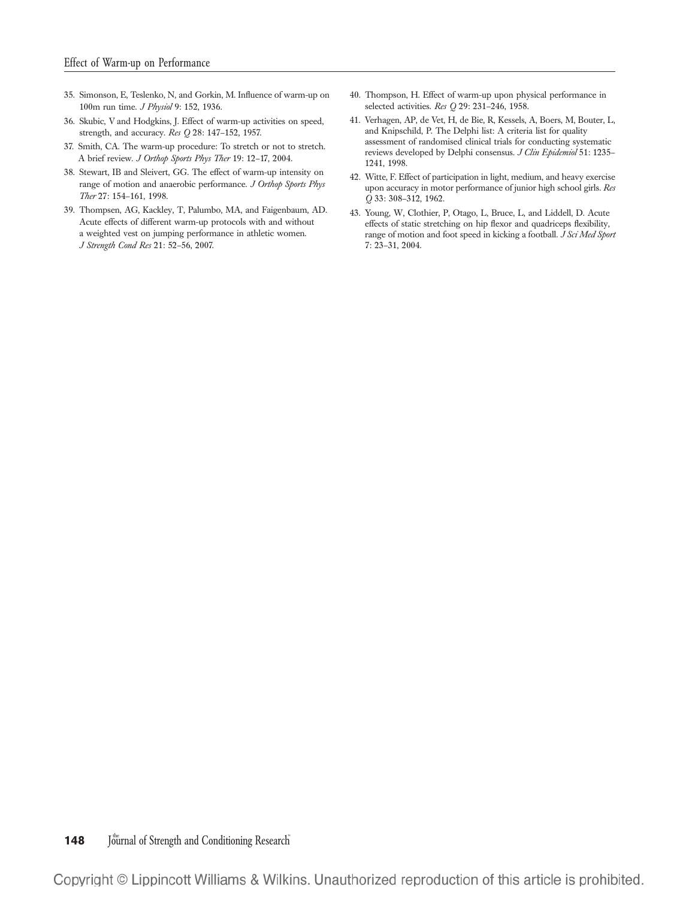35. Simonson, E, Teslenko, N, and Gorkin, M. Influence of warm-up on 100m run time. *J Physiol* 9: 152, 1936.
36. Skubic, V and Hodgkins, J. Effect of warm-up activities on speed, strength, and accuracy. *Res Q* 28: 147–152, 1957.
37. Smith, CA. The warm-up procedure: To stretch or not to stretch. A brief review. *J Orthop Sports Phys Ther* 19: 12–17, 2004.
38. Stewart, IB and Sleivert, GG. The effect of warm-up intensity on range of motion and anaerobic performance. *J Orthop Sports Phys Ther* 27: 154–161, 1998.
39. Thompsen, AG, Kackley, T, Palumbo, MA, and Faigenbaum, AD. Acute effects of different warm-up protocols with and without a weighted vest on jumping performance in athletic women. *J Strength Cond Res* 21: 52–56, 2007.
40. Thompson, H. Effect of warm-up upon physical performance in selected activities. *Res Q* 29: 231–246, 1958.
41. Verhagen, AP, de Vet, H, de Bie, R, Kessels, A, Boers, M, Bouter, L, and Knipschild, P. The Delphi list: A criteria list for quality assessment of randomised clinical trials for conducting systematic reviews developed by Delphi consensus. *J Clin Epidemiol* 51: 1235–1241, 1998.
42. Witte, F. Effect of participation in light, medium, and heavy exercise upon accuracy in motor performance of junior high school girls. *Res Q* 33: 308–312, 1962.
43. Young, W, Clothier, P, Otago, L, Bruce, L, and Liddell, D. Acute effects of static stretching on hip flexor and quadriceps flexibility, range of motion and foot speed in kicking a football. *J Sci Med Sport* 7: 23–31, 2004.

Copyright © Lippincott Williams & Wilkins. Unauthorized reproduction of this article is prohibited.